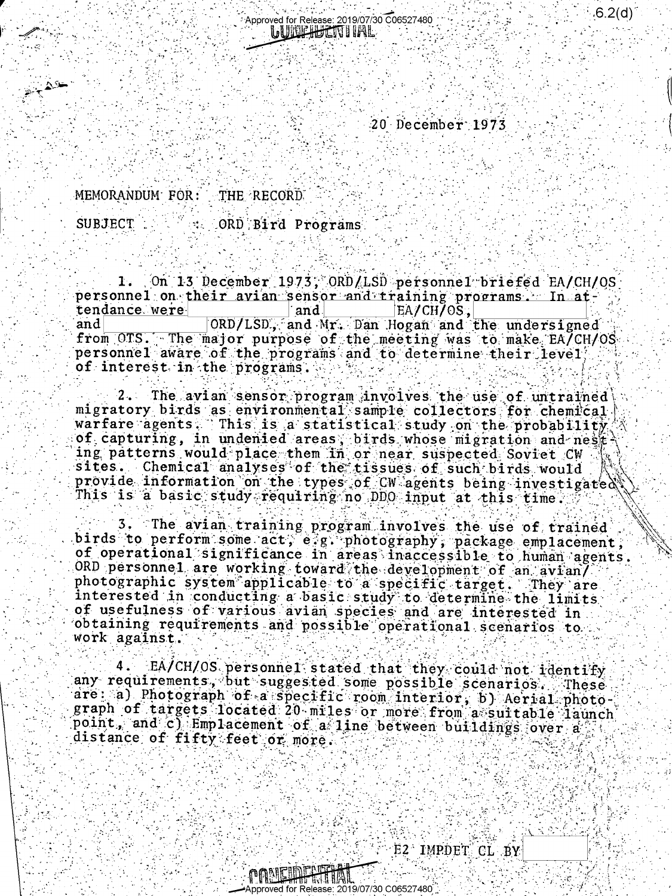CONFIDENTIAL

20 December 1973

MEMORANDUM FOR: THE RECORD

SUBJECT : ORD Bird Programs

1. On 13 December 1973, ORD/LSD personnel briefed EA/CH/OS personnel on their avian sensor and training programs. In attendance were [redacted] and [redacted] EA/CH/OS, [redacted] and [redacted] ORD/LSD, and Mr. Dan Hogan and the undersigned from OTS. The major purpose of the meeting was to make EA/CH/OS personnel aware of the programs and to determine their level of interest in the programs.

2. The avian sensor program involves the use of untrained migratory birds as environmental sample collectors for chemical warfare agents. This is a statistical study on the probability of capturing, in undenied areas, birds whose migration and nesting patterns would place them in or near suspected Soviet CW sites. Chemical analyses of the tissues of such birds would provide information on the types of CW agents being investigated. This is a basic study requiring no DDO input at this time.

3. The avian training program involves the use of trained birds to perform some act, e.g. photography, package emplacement, of operational significance in areas inaccessible to human agents. ORD personnel are working toward the development of an avian/photographic system applicable to a specific target. They are interested in conducting a basic study to determine the limits of usefulness of various avian species and are interested in obtaining requirements and possible operational scenarios to work against.

4. EA/CH/OS personnel stated that they could not identify any requirements, but suggested some possible scenarios. These are: a) Photograph of a specific room interior, b) Aerial photograph of targets located 20 miles or more from a suitable launch point, and c) Emplacement of a line between buildings over a distance of fifty feet or more.

E2 IMPDET CL BY [redacted]

CONFIDENTIAL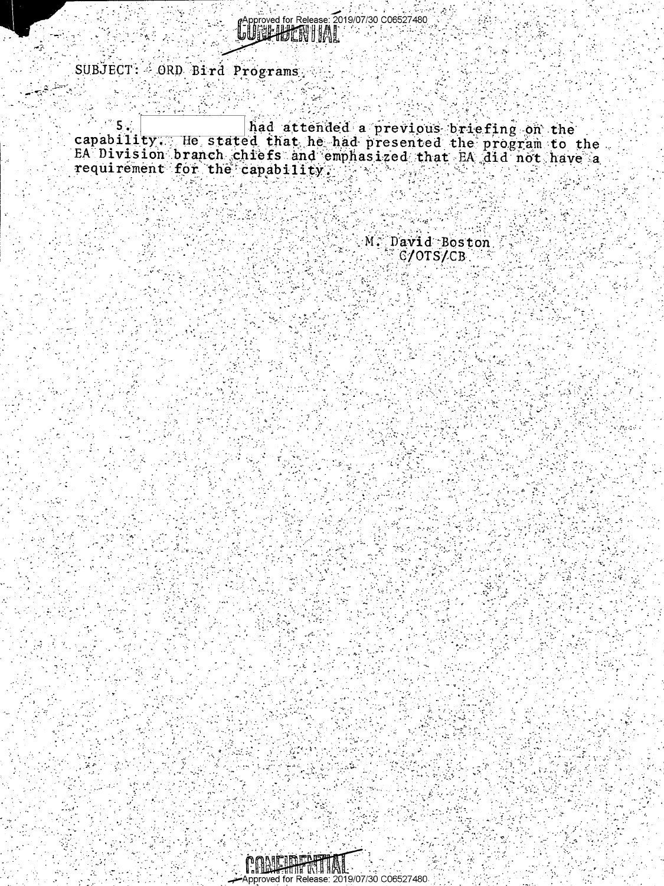SUBJECT: ORD Bird Programs

5. [redacted] had attended a previous briefing on the capability. He stated that he had presented the program to the EA Division branch chiefs and emphasized that EA did not have a requirement for the capability.

M. David Boston
C/OTS/CB